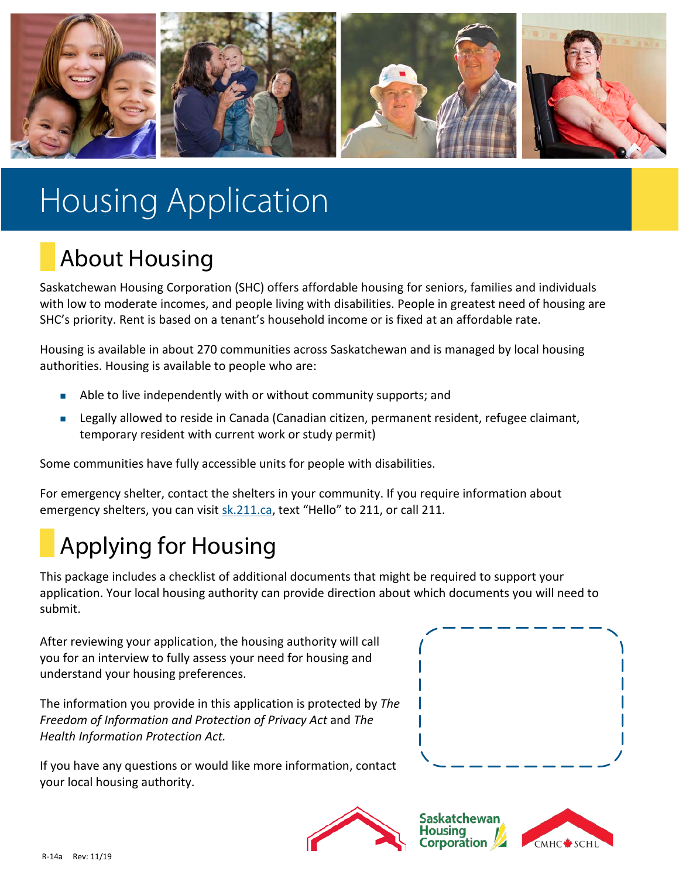# Housing Application

## About Housing

Saskatchewan Housing Corporation (SHC) offers affordable housing for seniors, families and individuals with low to moderate incomes, and people living with disabilities. People in greatest need of housing are SHC's priority. Rent is based on a tenant's household income or is fixed at an affordable rate.

Housing is available in about 270 communities across Saskatchewan and is managed by local housing authorities. Housing is available to people who are:

- Able to live independently with or without community supports; and
- Legally allowed to reside in Canada (Canadian citizen, permanent resident, refugee claimant, temporary resident with current work or study permit)

Some communities have fully accessible units for people with disabilities.

For emergency shelter, contact the shelters in your community. If you require information about emergency shelters, you can visit sk.211.ca, text "Hello" to 211, or call 211.

## Applying for Housing

This package includes a checklist of additional documents that might be required to support your application. Your local housing authority can provide direction about which documents you will need to submit.

After reviewing your application, the housing authority will call you for an interview to fully assess your need for housing and understand your housing preferences.

The information you provide in this application is protected by *The Freedom of Information and Protection of Privacy Act* and *The Health Information Protection Act.*

If you have any questions or would like more information, contact your local housing authority.

Saskatchewan Housing Corporation

CMHC SCHL

R-14a Rev: 11/19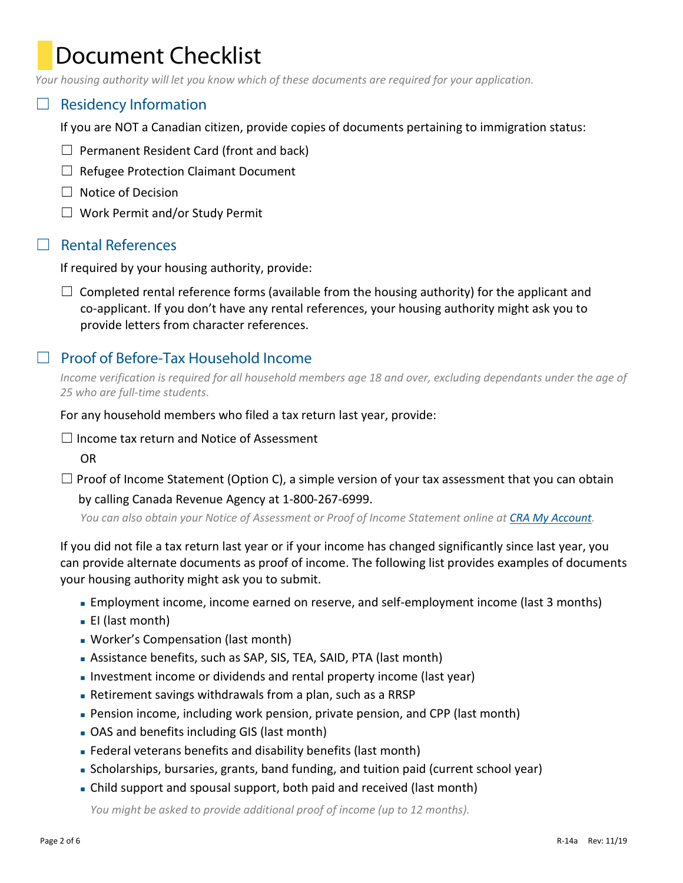# Document Checklist

*Your housing authority will let you know which of these documents are required for your application.*

## ☐ Residency Information

If you are NOT a Canadian citizen, provide copies of documents pertaining to immigration status:

- ☐ Permanent Resident Card (front and back)
- ☐ Refugee Protection Claimant Document
- ☐ Notice of Decision
- ☐ Work Permit and/or Study Permit

## ☐ Rental References

If required by your housing authority, provide:

- ☐ Completed rental reference forms (available from the housing authority) for the applicant and co-applicant. If you don't have any rental references, your housing authority might ask you to provide letters from character references.

## ☐ Proof of Before-Tax Household Income

*Income verification is required for all household members age 18 and over, excluding dependants under the age of 25 who are full-time students.*

For any household members who filed a tax return last year, provide:

☐ Income tax return and Notice of Assessment

OR

☐ Proof of Income Statement (Option C), a simple version of your tax assessment that you can obtain by calling Canada Revenue Agency at 1-800-267-6999.

*You can also obtain your Notice of Assessment or Proof of Income Statement online at CRA My Account.*

If you did not file a tax return last year or if your income has changed significantly since last year, you can provide alternate documents as proof of income. The following list provides examples of documents your housing authority might ask you to submit.

- Employment income, income earned on reserve, and self-employment income (last 3 months)
- EI (last month)
- Worker's Compensation (last month)
- Assistance benefits, such as SAP, SIS, TEA, SAID, PTA (last month)
- Investment income or dividends and rental property income (last year)
- Retirement savings withdrawals from a plan, such as a RRSP
- Pension income, including work pension, private pension, and CPP (last month)
- OAS and benefits including GIS (last month)
- Federal veterans benefits and disability benefits (last month)
- Scholarships, bursaries, grants, band funding, and tuition paid (current school year)
- Child support and spousal support, both paid and received (last month)

*You might be asked to provide additional proof of income (up to 12 months).*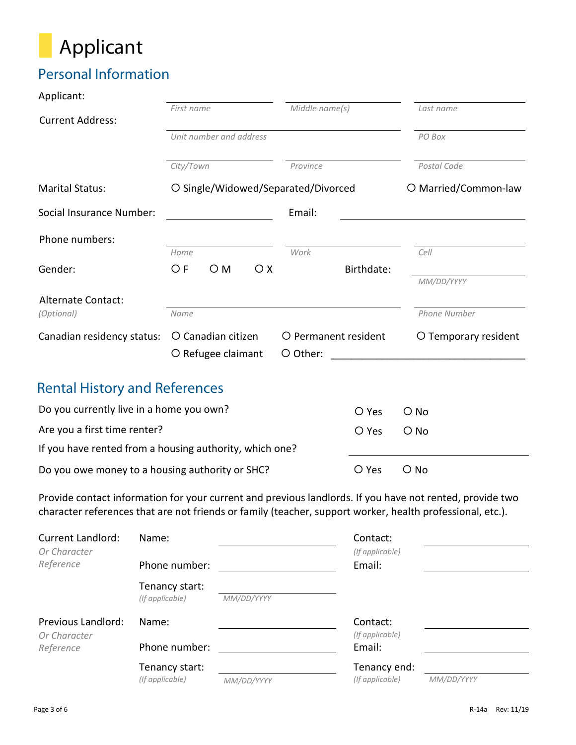# Applicant

## Personal Information

**Applicant:** ____________________ ____________________ ____________________
*First name* | *Middle name(s)* | *Last name*

**Current Address:** ________________________________________ ____________________
*Unit number and address* | *PO Box*

____________________ ____________________ ____________________
*City/Town* | *Province* | *Postal Code*

**Marital Status:** ○ Single/Widowed/Separated/Divorced ○ Married/Common-law

**Social Insurance Number:** ____________________ **Email:** ____________________

**Phone numbers:** ____________________ ____________________ ____________________
*Home* | *Work* | *Cell*

**Gender:** ○ F ○ M ○ X **Birthdate:** ____________________
*MM/DD/YYYY*

**Alternate Contact:** *(Optional)* ________________________________________ ____________________
*Name* | *Phone Number*

**Canadian residency status:** ○ Canadian citizen ○ Permanent resident ○ Temporary resident ○ Refugee claimant ○ Other: ____________________

## Rental History and References

Do you currently live in a home you own? ○ Yes ○ No

Are you a first time renter? ○ Yes ○ No

If you have rented from a housing authority, which one? ____________________

Do you owe money to a housing authority or SHC? ○ Yes ○ No

Provide contact information for your current and previous landlords. If you have not rented, provide two character references that are not friends or family (teacher, support worker, health professional, etc.).

**Current Landlord:** *Or Character Reference*

Name: ____________________ Contact: *(If applicable)* ____________________

Phone number: ____________________ Email: ____________________

Tenancy start: *(If applicable)* ____________________ *MM/DD/YYYY*

**Previous Landlord:** *Or Character Reference*

Name: ____________________ Contact: *(If applicable)* ____________________

Phone number: ____________________ Email: ____________________

Tenancy start: *(If applicable)* ____________________ *MM/DD/YYYY* Tenancy end: *(If applicable)* ____________________ *MM/DD/YYYY*

R-14a Rev: 11/19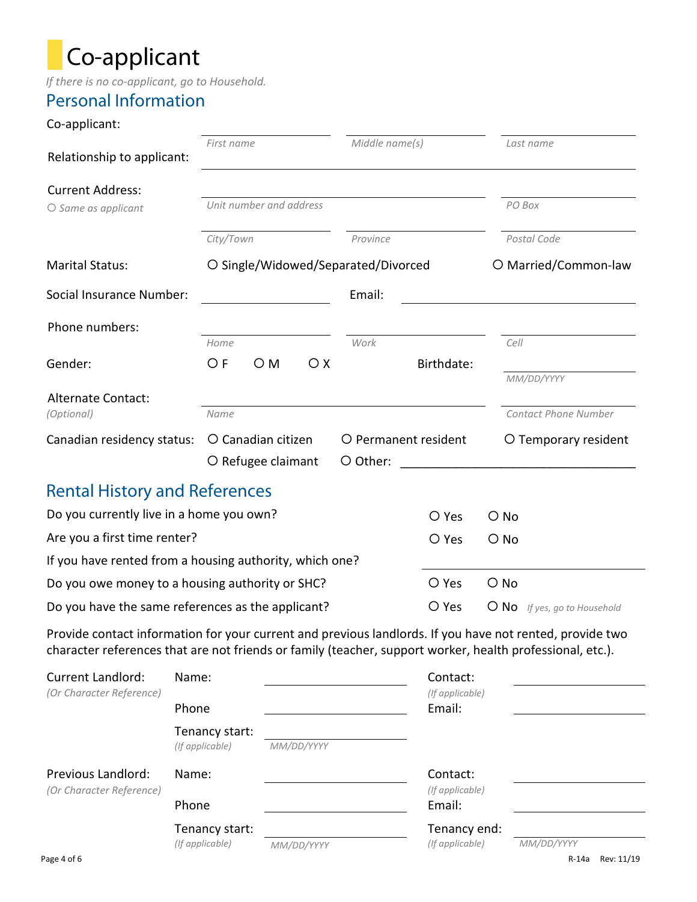# Co-applicant

*If there is no co-applicant, go to Household.*

## Personal Information

Co-applicant: ______________ ______________ ______________

*First name* *Middle name(s)* *Last name*

Relationship to applicant: ______________

Current Address: ______________ ______________

○ *Same as applicant* *Unit number and address* *PO Box*

______________ ______________ ______________

*City/Town* *Province* *Postal Code*

Marital Status: ○ Single/Widowed/Separated/Divorced ○ Married/Common-law

Social Insurance Number: ______________ Email: ______________

Phone numbers: ______________ ______________ ______________

*Home* *Work* *Cell*

Gender: ○ F ○ M ○ X Birthdate: ______________ *MM/DD/YYYY*

Alternate Contact: ______________ ______________

*(Optional)* *Name* *Contact Phone Number*

Canadian residency status: ○ Canadian citizen ○ Permanent resident ○ Temporary resident ○ Refugee claimant ○ Other: ______________

## Rental History and References

| | | |
|---|---|---|
| Do you currently live in a home you own? | ○ Yes | ○ No |
| Are you a first time renter? | ○ Yes | ○ No |
| If you have rented from a housing authority, which one? | ______________ | |
| Do you owe money to a housing authority or SHC? | ○ Yes | ○ No |
| Do you have the same references as the applicant? | ○ Yes | ○ No *If yes, go to Household* |

Provide contact information for your current and previous landlords. If you have not rented, provide two character references that are not friends or family (teacher, support worker, health professional, etc.).

Current Landlord: *(Or Character Reference)*

Name: ______________ Contact: *(If applicable)* ______________

Phone ______________ Email: ______________

Tenancy start: *(If applicable)* ______________ *MM/DD/YYYY*

Previous Landlord: *(Or Character Reference)*

Name: ______________ Contact: *(If applicable)* ______________

Phone ______________ Email: ______________

Tenancy start: *(If applicable)* ______________ *MM/DD/YYYY* Tenancy end: *(If applicable)* ______________ *MM/DD/YYYY*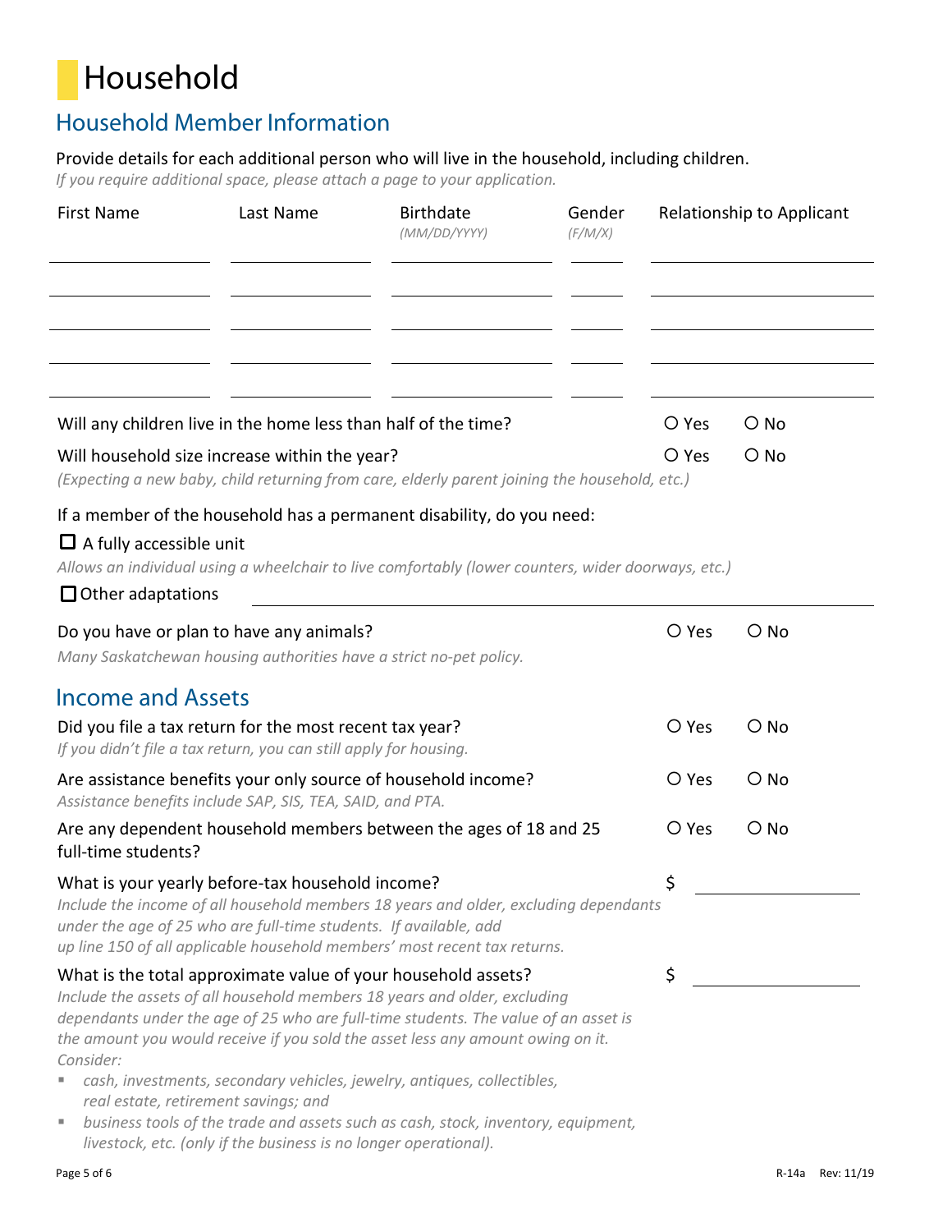# Household

## Household Member Information

Provide details for each additional person who will live in the household, including children.

*If you require additional space, please attach a page to your application.*

| First Name | Last Name | Birthdate *(MM/DD/YYYY)* | Gender *(F/M/X)* | Relationship to Applicant |
|---|---|---|---|---|
| | | | | |
| | | | | |
| | | | | |
| | | | | |
| | | | | |

Will any children live in the home less than half of the time? ○ Yes ○ No

Will household size increase within the year? ○ Yes ○ No

*(Expecting a new baby, child returning from care, elderly parent joining the household, etc.)*

If a member of the household has a permanent disability, do you need:

☐ A fully accessible unit

*Allows an individual using a wheelchair to live comfortably (lower counters, wider doorways, etc.)*

☐ Other adaptations ______________________________

Do you have or plan to have any animals? ○ Yes ○ No

*Many Saskatchewan housing authorities have a strict no-pet policy.*

## Income and Assets

Did you file a tax return for the most recent tax year? ○ Yes ○ No

*If you didn't file a tax return, you can still apply for housing.*

Are assistance benefits your only source of household income? ○ Yes ○ No

*Assistance benefits include SAP, SIS, TEA, SAID, and PTA.*

Are any dependent household members between the ages of 18 and 25 full-time students? ○ Yes ○ No

What is your yearly before-tax household income? $ ______________

*Include the income of all household members 18 years and older, excluding dependants under the age of 25 who are full-time students. If available, add up line 150 of all applicable household members' most recent tax returns.*

What is the total approximate value of your household assets? $ ______________

*Include the assets of all household members 18 years and older, excluding dependants under the age of 25 who are full-time students. The value of an asset is the amount you would receive if you sold the asset less any amount owing on it. Consider:*

- *cash, investments, secondary vehicles, jewelry, antiques, collectibles, real estate, retirement savings; and*
- *business tools of the trade and assets such as cash, stock, inventory, equipment, livestock, etc. (only if the business is no longer operational).*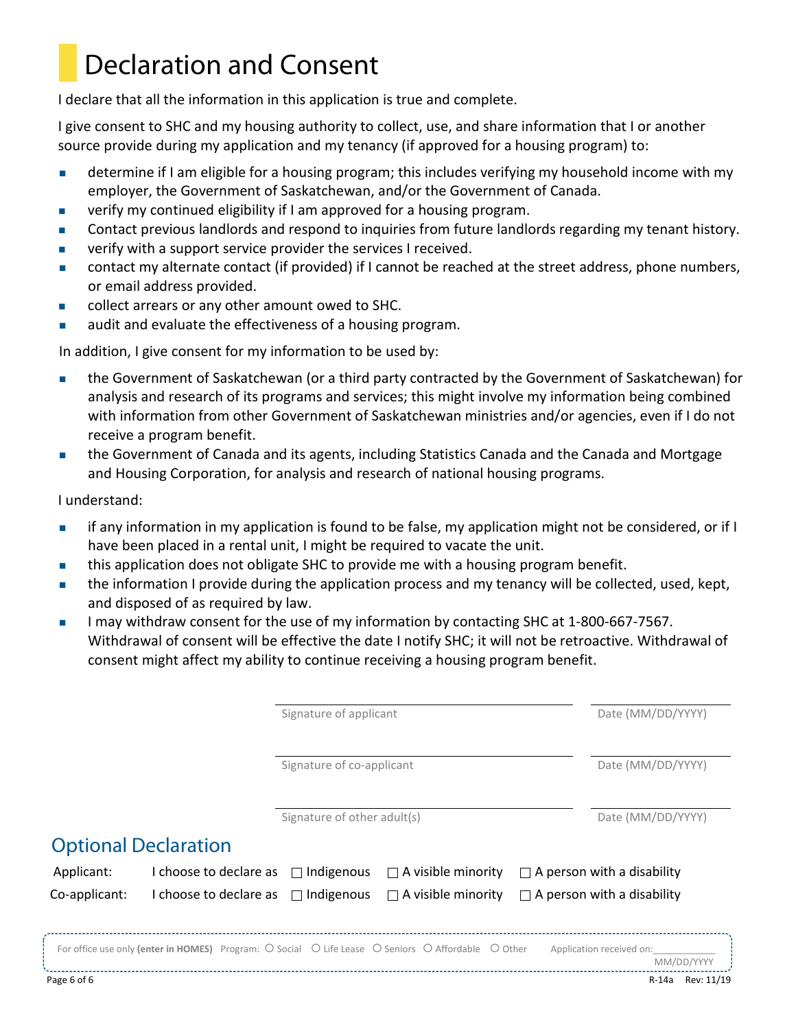# Declaration and Consent

I declare that all the information in this application is true and complete.

I give consent to SHC and my housing authority to collect, use, and share information that I or another source provide during my application and my tenancy (if approved for a housing program) to:

- determine if I am eligible for a housing program; this includes verifying my household income with my employer, the Government of Saskatchewan, and/or the Government of Canada.
- verify my continued eligibility if I am approved for a housing program.
- Contact previous landlords and respond to inquiries from future landlords regarding my tenant history.
- verify with a support service provider the services I received.
- contact my alternate contact (if provided) if I cannot be reached at the street address, phone numbers, or email address provided.
- collect arrears or any other amount owed to SHC.
- audit and evaluate the effectiveness of a housing program.

In addition, I give consent for my information to be used by:

- the Government of Saskatchewan (or a third party contracted by the Government of Saskatchewan) for analysis and research of its programs and services; this might involve my information being combined with information from other Government of Saskatchewan ministries and/or agencies, even if I do not receive a program benefit.
- the Government of Canada and its agents, including Statistics Canada and the Canada and Mortgage and Housing Corporation, for analysis and research of national housing programs.

I understand:

- if any information in my application is found to be false, my application might not be considered, or if I have been placed in a rental unit, I might be required to vacate the unit.
- this application does not obligate SHC to provide me with a housing program benefit.
- the information I provide during the application process and my tenancy will be collected, used, kept, and disposed of as required by law.
- I may withdraw consent for the use of my information by contacting SHC at 1-800-667-7567. Withdrawal of consent will be effective the date I notify SHC; it will not be retroactive. Withdrawal of consent might affect my ability to continue receiving a housing program benefit.

| | |
|---|---|
| Signature of applicant | Date (MM/DD/YYYY) |
| Signature of co-applicant | Date (MM/DD/YYYY) |
| Signature of other adult(s) | Date (MM/DD/YYYY) |

## Optional Declaration

| | | | | |
|---|---|---|---|---|
| Applicant: | I choose to declare as | ☐ Indigenous | ☐ A visible minority | ☐ A person with a disability |
| Co-applicant: | I choose to declare as | ☐ Indigenous | ☐ A visible minority | ☐ A person with a disability |

For office use only **(enter in HOMES)** Program: ○ Social ○ Life Lease ○ Seniors ○ Affordable ○ Other Application received on: ____________ MM/DD/YYYY

R-14a Rev: 11/19